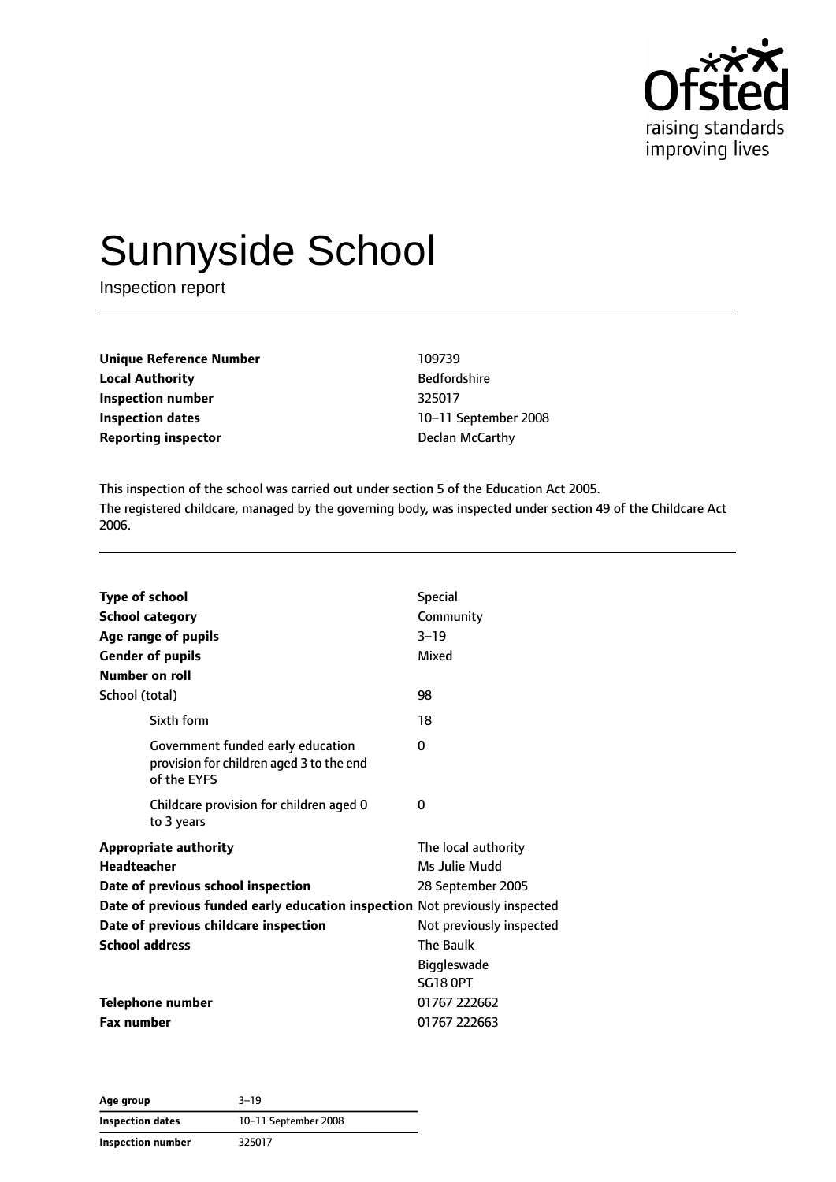# Sunnyside School

Inspection report

| | |
|---|---|
| **Unique Reference Number** | 109739 |
| **Local Authority** | Bedfordshire |
| **Inspection number** | 325017 |
| **Inspection dates** | 10–11 September 2008 |
| **Reporting inspector** | Declan McCarthy |

This inspection of the school was carried out under section 5 of the Education Act 2005.

The registered childcare, managed by the governing body, was inspected under section 49 of the Childcare Act 2006.

| | |
|---|---|
| **Type of school** | Special |
| **School category** | Community |
| **Age range of pupils** | 3–19 |
| **Gender of pupils** | Mixed |
| **Number on roll** | |
| School (total) | 98 |
| Sixth form | 18 |
| Government funded early education provision for children aged 3 to the end of the EYFS | 0 |
| Childcare provision for children aged 0 to 3 years | 0 |
| **Appropriate authority** | The local authority |
| **Headteacher** | Ms Julie Mudd |
| **Date of previous school inspection** | 28 September 2005 |
| **Date of previous funded early education inspection** | Not previously inspected |
| **Date of previous childcare inspection** | Not previously inspected |
| **School address** | The Baulk<br>Biggleswade<br>SG18 0PT |
| **Telephone number** | 01767 222662 |
| **Fax number** | 01767 222663 |

| | |
|---|---|
| **Age group** | 3–19 |
| **Inspection dates** | 10–11 September 2008 |
| **Inspection number** | 325017 |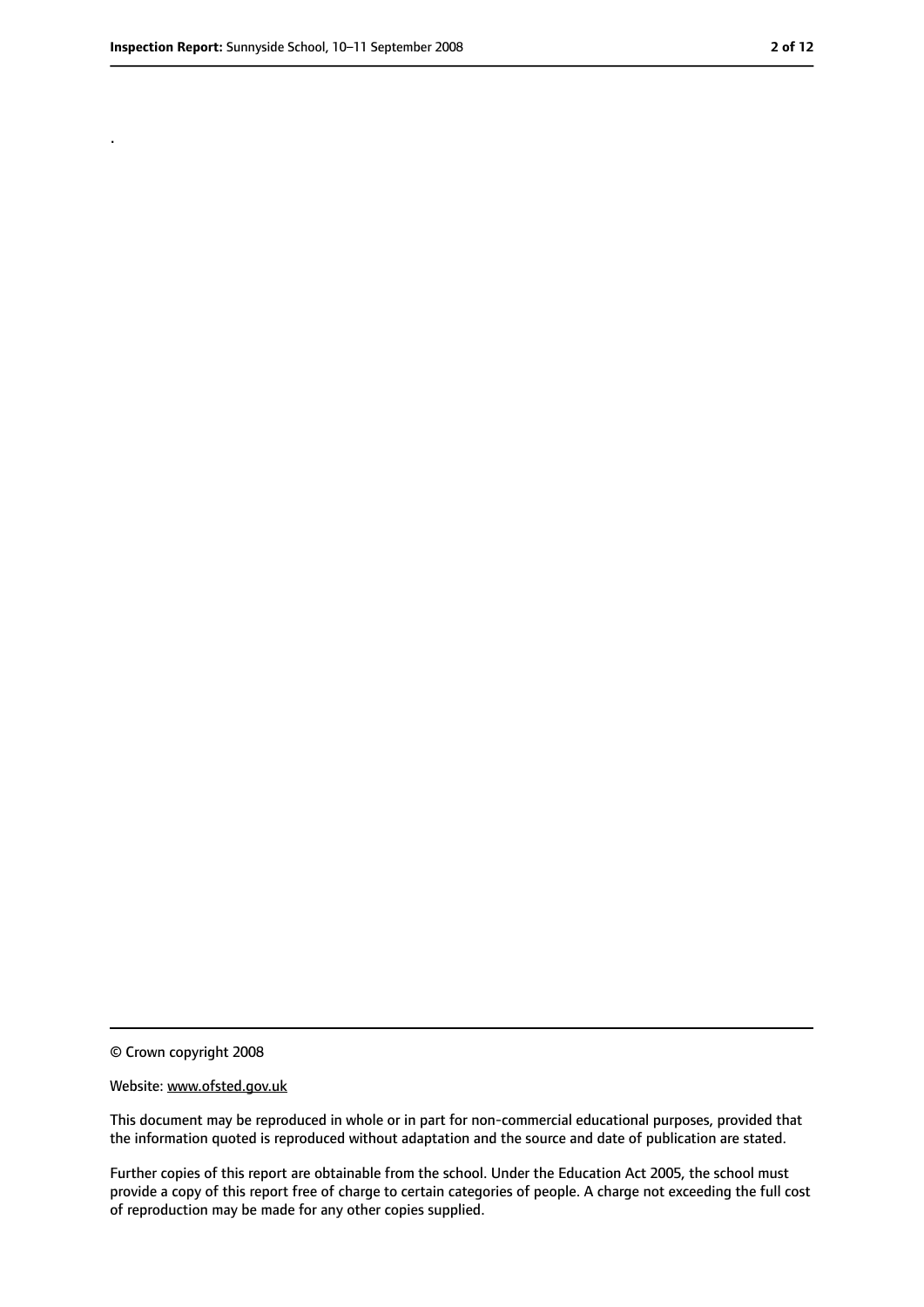.

© Crown copyright 2008

Website: www.ofsted.gov.uk

This document may be reproduced in whole or in part for non-commercial educational purposes, provided that the information quoted is reproduced without adaptation and the source and date of publication are stated.

Further copies of this report are obtainable from the school. Under the Education Act 2005, the school must provide a copy of this report free of charge to certain categories of people. A charge not exceeding the full cost of reproduction may be made for any other copies supplied.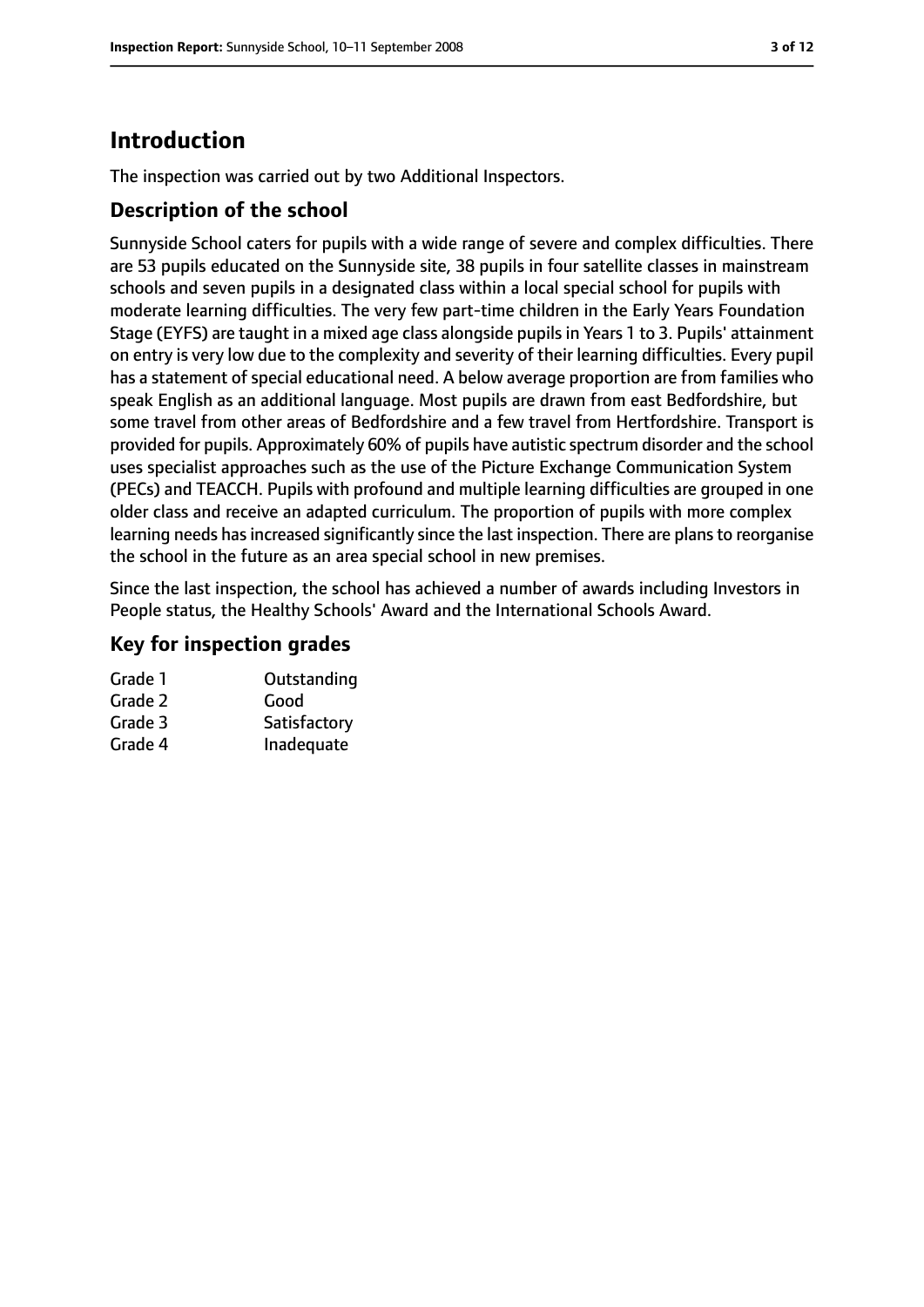# Introduction

The inspection was carried out by two Additional Inspectors.

## Description of the school

Sunnyside School caters for pupils with a wide range of severe and complex difficulties. There are 53 pupils educated on the Sunnyside site, 38 pupils in four satellite classes in mainstream schools and seven pupils in a designated class within a local special school for pupils with moderate learning difficulties. The very few part-time children in the Early Years Foundation Stage (EYFS) are taught in a mixed age class alongside pupils in Years 1 to 3. Pupils' attainment on entry is very low due to the complexity and severity of their learning difficulties. Every pupil has a statement of special educational need. A below average proportion are from families who speak English as an additional language. Most pupils are drawn from east Bedfordshire, but some travel from other areas of Bedfordshire and a few travel from Hertfordshire. Transport is provided for pupils. Approximately 60% of pupils have autistic spectrum disorder and the school uses specialist approaches such as the use of the Picture Exchange Communication System (PECs) and TEACCH. Pupils with profound and multiple learning difficulties are grouped in one older class and receive an adapted curriculum. The proportion of pupils with more complex learning needs has increased significantly since the last inspection. There are plans to reorganise the school in the future as an area special school in new premises.

Since the last inspection, the school has achieved a number of awards including Investors in People status, the Healthy Schools' Award and the International Schools Award.

## Key for inspection grades

| | |
|---|---|
| Grade 1 | Outstanding |
| Grade 2 | Good |
| Grade 3 | Satisfactory |
| Grade 4 | Inadequate |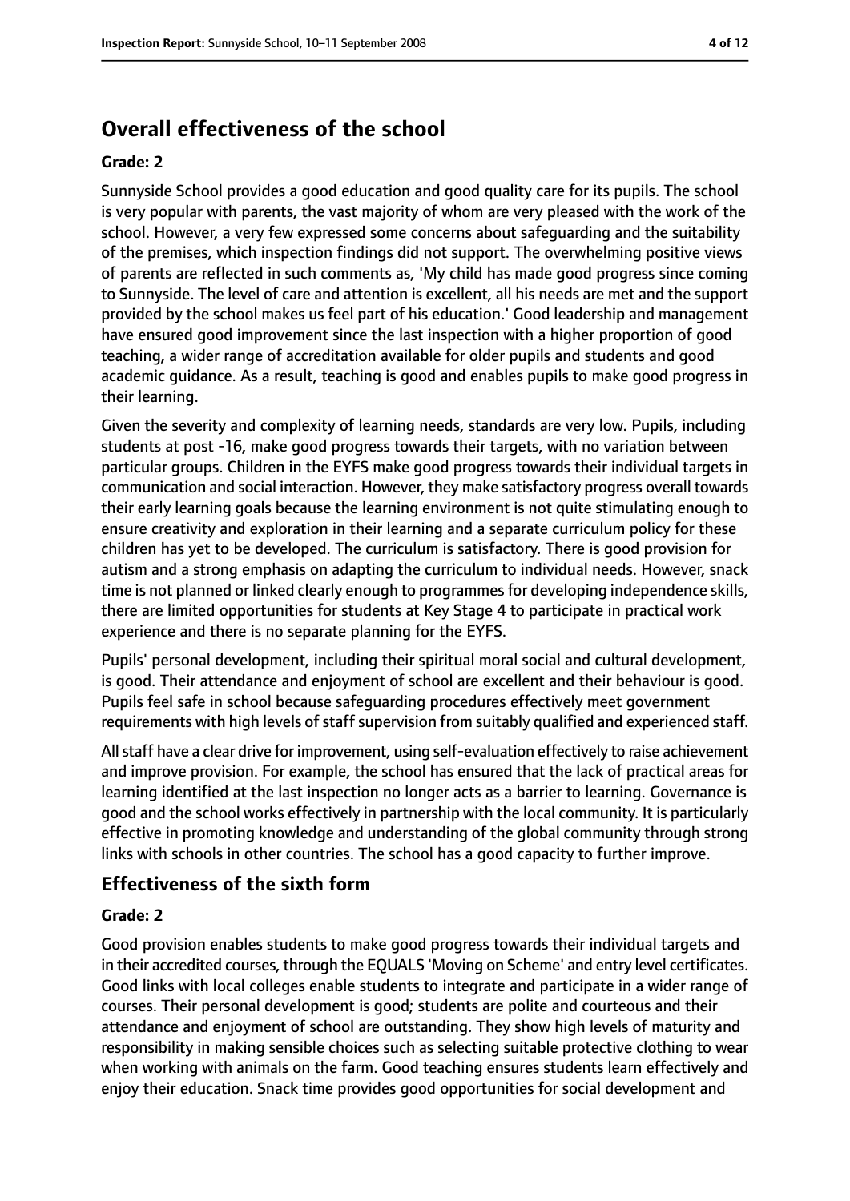## Overall effectiveness of the school

### Grade: 2

Sunnyside School provides a good education and good quality care for its pupils. The school is very popular with parents, the vast majority of whom are very pleased with the work of the school. However, a very few expressed some concerns about safeguarding and the suitability of the premises, which inspection findings did not support. The overwhelming positive views of parents are reflected in such comments as, 'My child has made good progress since coming to Sunnyside. The level of care and attention is excellent, all his needs are met and the support provided by the school makes us feel part of his education.' Good leadership and management have ensured good improvement since the last inspection with a higher proportion of good teaching, a wider range of accreditation available for older pupils and students and good academic guidance. As a result, teaching is good and enables pupils to make good progress in their learning.

Given the severity and complexity of learning needs, standards are very low. Pupils, including students at post -16, make good progress towards their targets, with no variation between particular groups. Children in the EYFS make good progress towards their individual targets in communication and social interaction. However, they make satisfactory progress overall towards their early learning goals because the learning environment is not quite stimulating enough to ensure creativity and exploration in their learning and a separate curriculum policy for these children has yet to be developed. The curriculum is satisfactory. There is good provision for autism and a strong emphasis on adapting the curriculum to individual needs. However, snack time is not planned or linked clearly enough to programmes for developing independence skills, there are limited opportunities for students at Key Stage 4 to participate in practical work experience and there is no separate planning for the EYFS.

Pupils' personal development, including their spiritual moral social and cultural development, is good. Their attendance and enjoyment of school are excellent and their behaviour is good. Pupils feel safe in school because safeguarding procedures effectively meet government requirements with high levels of staff supervision from suitably qualified and experienced staff.

All staff have a clear drive for improvement, using self-evaluation effectively to raise achievement and improve provision. For example, the school has ensured that the lack of practical areas for learning identified at the last inspection no longer acts as a barrier to learning. Governance is good and the school works effectively in partnership with the local community. It is particularly effective in promoting knowledge and understanding of the global community through strong links with schools in other countries. The school has a good capacity to further improve.

## Effectiveness of the sixth form

### Grade: 2

Good provision enables students to make good progress towards their individual targets and in their accredited courses, through the EQUALS 'Moving on Scheme' and entry level certificates. Good links with local colleges enable students to integrate and participate in a wider range of courses. Their personal development is good; students are polite and courteous and their attendance and enjoyment of school are outstanding. They show high levels of maturity and responsibility in making sensible choices such as selecting suitable protective clothing to wear when working with animals on the farm. Good teaching ensures students learn effectively and enjoy their education. Snack time provides good opportunities for social development and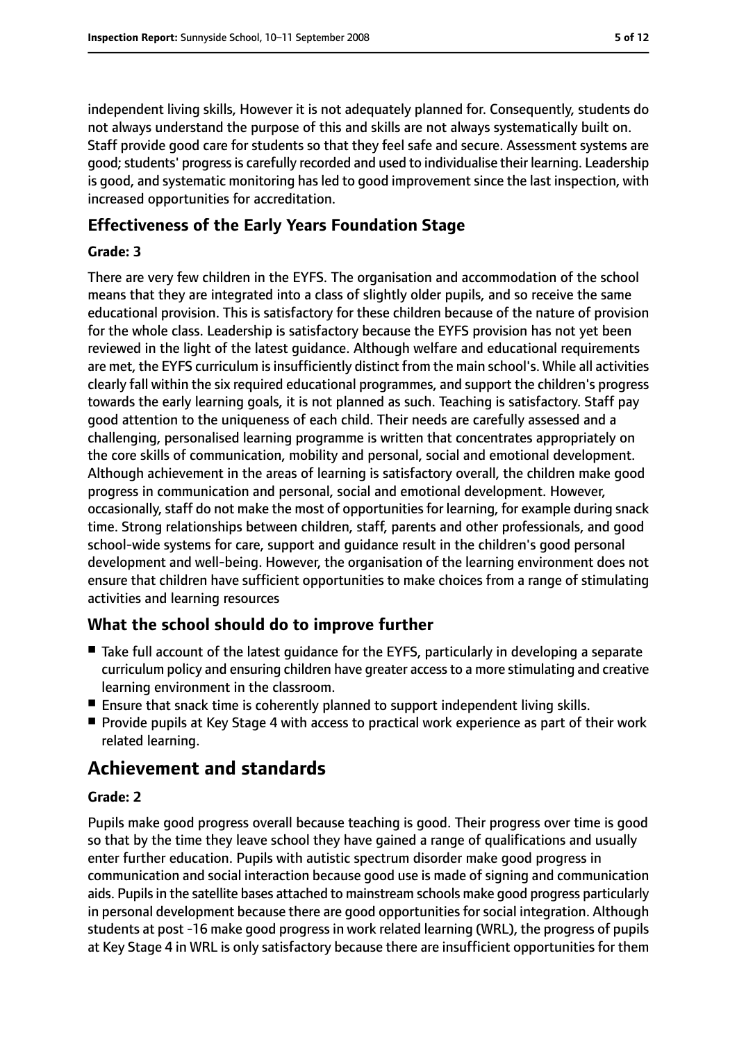independent living skills, However it is not adequately planned for. Consequently, students do not always understand the purpose of this and skills are not always systematically built on. Staff provide good care for students so that they feel safe and secure. Assessment systems are good; students' progress is carefully recorded and used to individualise their learning. Leadership is good, and systematic monitoring has led to good improvement since the last inspection, with increased opportunities for accreditation.

### Effectiveness of the Early Years Foundation Stage

#### Grade: 3

There are very few children in the EYFS. The organisation and accommodation of the school means that they are integrated into a class of slightly older pupils, and so receive the same educational provision. This is satisfactory for these children because of the nature of provision for the whole class. Leadership is satisfactory because the EYFS provision has not yet been reviewed in the light of the latest guidance. Although welfare and educational requirements are met, the EYFS curriculum is insufficiently distinct from the main school's. While all activities clearly fall within the six required educational programmes, and support the children's progress towards the early learning goals, it is not planned as such. Teaching is satisfactory. Staff pay good attention to the uniqueness of each child. Their needs are carefully assessed and a challenging, personalised learning programme is written that concentrates appropriately on the core skills of communication, mobility and personal, social and emotional development. Although achievement in the areas of learning is satisfactory overall, the children make good progress in communication and personal, social and emotional development. However, occasionally, staff do not make the most of opportunities for learning, for example during snack time. Strong relationships between children, staff, parents and other professionals, and good school-wide systems for care, support and guidance result in the children's good personal development and well-being. However, the organisation of the learning environment does not ensure that children have sufficient opportunities to make choices from a range of stimulating activities and learning resources

### What the school should do to improve further

- Take full account of the latest guidance for the EYFS, particularly in developing a separate curriculum policy and ensuring children have greater access to a more stimulating and creative learning environment in the classroom.
- Ensure that snack time is coherently planned to support independent living skills.
- Provide pupils at Key Stage 4 with access to practical work experience as part of their work related learning.

## Achievement and standards

#### Grade: 2

Pupils make good progress overall because teaching is good. Their progress over time is good so that by the time they leave school they have gained a range of qualifications and usually enter further education. Pupils with autistic spectrum disorder make good progress in communication and social interaction because good use is made of signing and communication aids. Pupils in the satellite bases attached to mainstream schools make good progress particularly in personal development because there are good opportunities for social integration. Although students at post -16 make good progress in work related learning (WRL), the progress of pupils at Key Stage 4 in WRL is only satisfactory because there are insufficient opportunities for them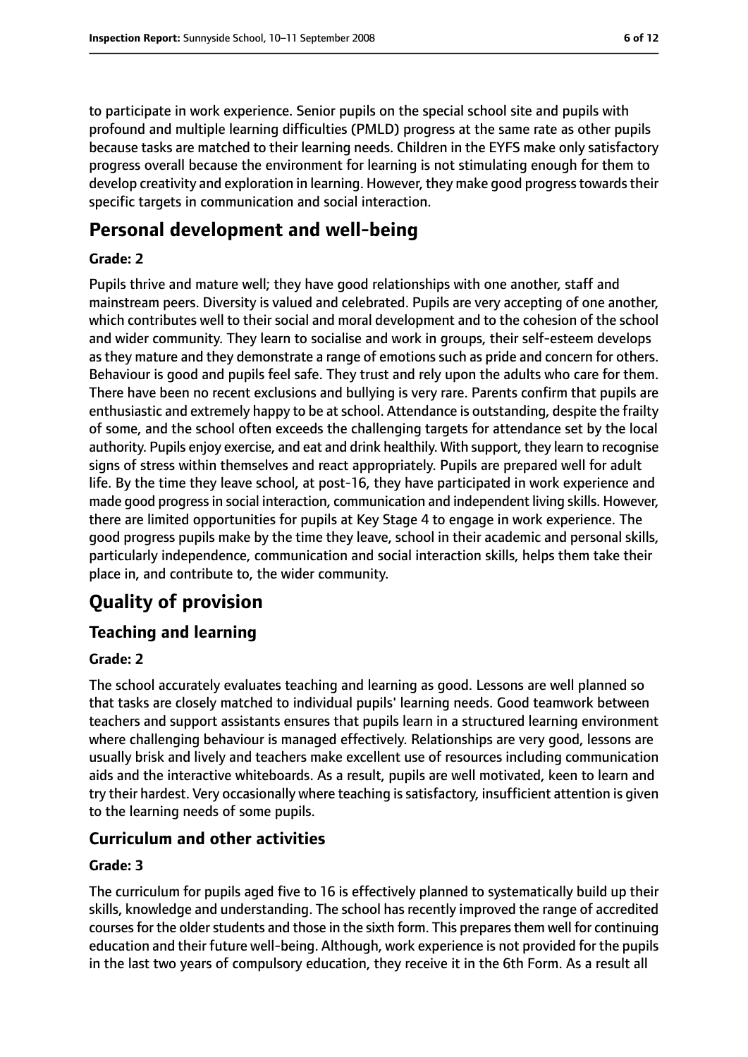to participate in work experience. Senior pupils on the special school site and pupils with profound and multiple learning difficulties (PMLD) progress at the same rate as other pupils because tasks are matched to their learning needs. Children in the EYFS make only satisfactory progress overall because the environment for learning is not stimulating enough for them to develop creativity and exploration in learning. However, they make good progress towards their specific targets in communication and social interaction.

# Personal development and well-being

### Grade: 2

Pupils thrive and mature well; they have good relationships with one another, staff and mainstream peers. Diversity is valued and celebrated. Pupils are very accepting of one another, which contributes well to their social and moral development and to the cohesion of the school and wider community. They learn to socialise and work in groups, their self-esteem develops as they mature and they demonstrate a range of emotions such as pride and concern for others. Behaviour is good and pupils feel safe. They trust and rely upon the adults who care for them. There have been no recent exclusions and bullying is very rare. Parents confirm that pupils are enthusiastic and extremely happy to be at school. Attendance is outstanding, despite the frailty of some, and the school often exceeds the challenging targets for attendance set by the local authority. Pupils enjoy exercise, and eat and drink healthily. With support, they learn to recognise signs of stress within themselves and react appropriately. Pupils are prepared well for adult life. By the time they leave school, at post-16, they have participated in work experience and made good progress in social interaction, communication and independent living skills. However, there are limited opportunities for pupils at Key Stage 4 to engage in work experience. The good progress pupils make by the time they leave, school in their academic and personal skills, particularly independence, communication and social interaction skills, helps them take their place in, and contribute to, the wider community.

# Quality of provision

## Teaching and learning

### Grade: 2

The school accurately evaluates teaching and learning as good. Lessons are well planned so that tasks are closely matched to individual pupils' learning needs. Good teamwork between teachers and support assistants ensures that pupils learn in a structured learning environment where challenging behaviour is managed effectively. Relationships are very good, lessons are usually brisk and lively and teachers make excellent use of resources including communication aids and the interactive whiteboards. As a result, pupils are well motivated, keen to learn and try their hardest. Very occasionally where teaching is satisfactory, insufficient attention is given to the learning needs of some pupils.

## Curriculum and other activities

### Grade: 3

The curriculum for pupils aged five to 16 is effectively planned to systematically build up their skills, knowledge and understanding. The school has recently improved the range of accredited courses for the older students and those in the sixth form. This prepares them well for continuing education and their future well-being. Although, work experience is not provided for the pupils in the last two years of compulsory education, they receive it in the 6th Form. As a result all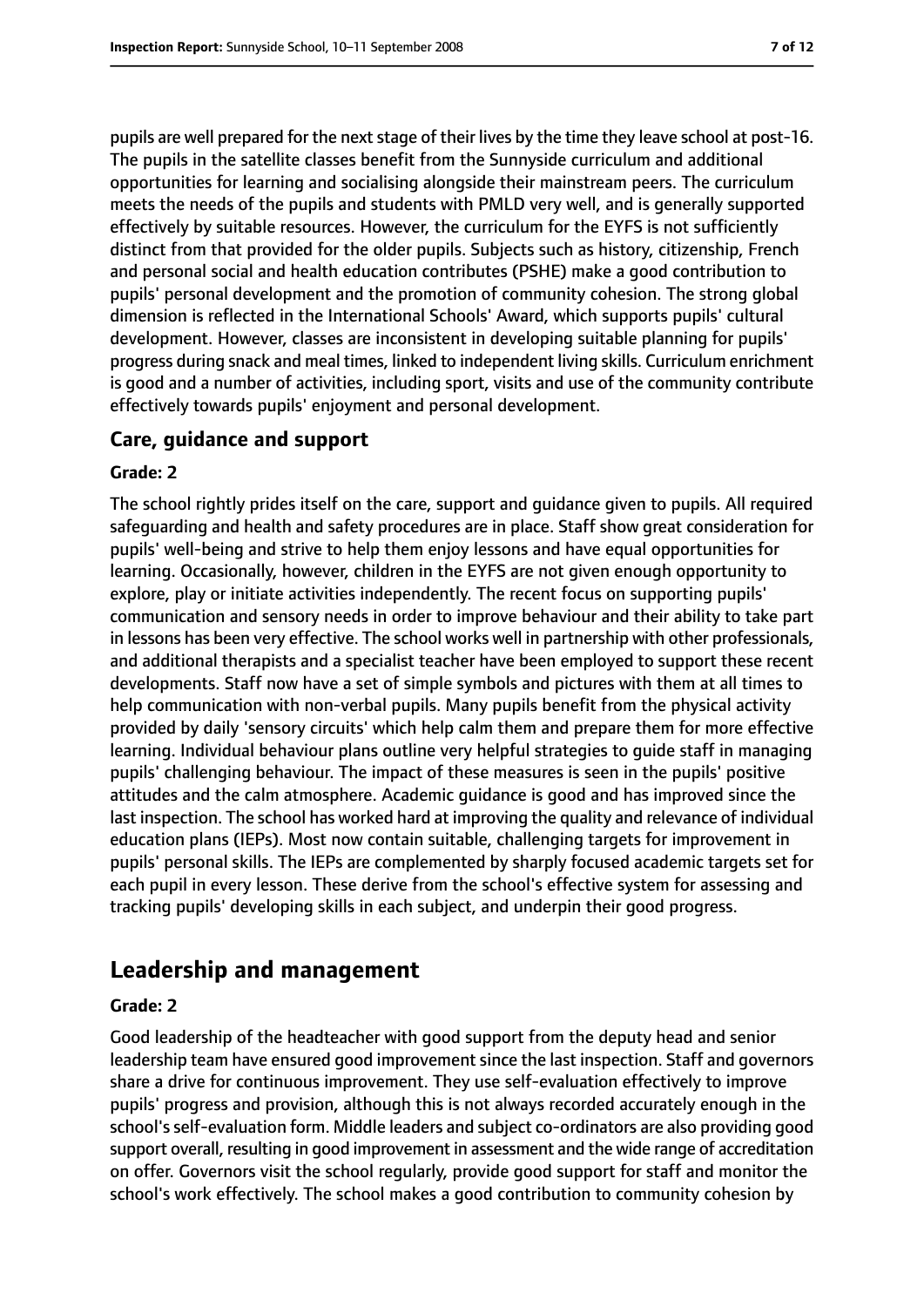pupils are well prepared for the next stage of their lives by the time they leave school at post-16. The pupils in the satellite classes benefit from the Sunnyside curriculum and additional opportunities for learning and socialising alongside their mainstream peers. The curriculum meets the needs of the pupils and students with PMLD very well, and is generally supported effectively by suitable resources. However, the curriculum for the EYFS is not sufficiently distinct from that provided for the older pupils. Subjects such as history, citizenship, French and personal social and health education contributes (PSHE) make a good contribution to pupils' personal development and the promotion of community cohesion. The strong global dimension is reflected in the International Schools' Award, which supports pupils' cultural development. However, classes are inconsistent in developing suitable planning for pupils' progress during snack and meal times, linked to independent living skills. Curriculum enrichment is good and a number of activities, including sport, visits and use of the community contribute effectively towards pupils' enjoyment and personal development.

### Care, guidance and support

#### Grade: 2

The school rightly prides itself on the care, support and guidance given to pupils. All required safeguarding and health and safety procedures are in place. Staff show great consideration for pupils' well-being and strive to help them enjoy lessons and have equal opportunities for learning. Occasionally, however, children in the EYFS are not given enough opportunity to explore, play or initiate activities independently. The recent focus on supporting pupils' communication and sensory needs in order to improve behaviour and their ability to take part in lessons has been very effective. The school works well in partnership with other professionals, and additional therapists and a specialist teacher have been employed to support these recent developments. Staff now have a set of simple symbols and pictures with them at all times to help communication with non-verbal pupils. Many pupils benefit from the physical activity provided by daily 'sensory circuits' which help calm them and prepare them for more effective learning. Individual behaviour plans outline very helpful strategies to guide staff in managing pupils' challenging behaviour. The impact of these measures is seen in the pupils' positive attitudes and the calm atmosphere. Academic guidance is good and has improved since the last inspection. The school has worked hard at improving the quality and relevance of individual education plans (IEPs). Most now contain suitable, challenging targets for improvement in pupils' personal skills. The IEPs are complemented by sharply focused academic targets set for each pupil in every lesson. These derive from the school's effective system for assessing and tracking pupils' developing skills in each subject, and underpin their good progress.

## Leadership and management

#### Grade: 2

Good leadership of the headteacher with good support from the deputy head and senior leadership team have ensured good improvement since the last inspection. Staff and governors share a drive for continuous improvement. They use self-evaluation effectively to improve pupils' progress and provision, although this is not always recorded accurately enough in the school's self-evaluation form. Middle leaders and subject co-ordinators are also providing good support overall, resulting in good improvement in assessment and the wide range of accreditation on offer. Governors visit the school regularly, provide good support for staff and monitor the school's work effectively. The school makes a good contribution to community cohesion by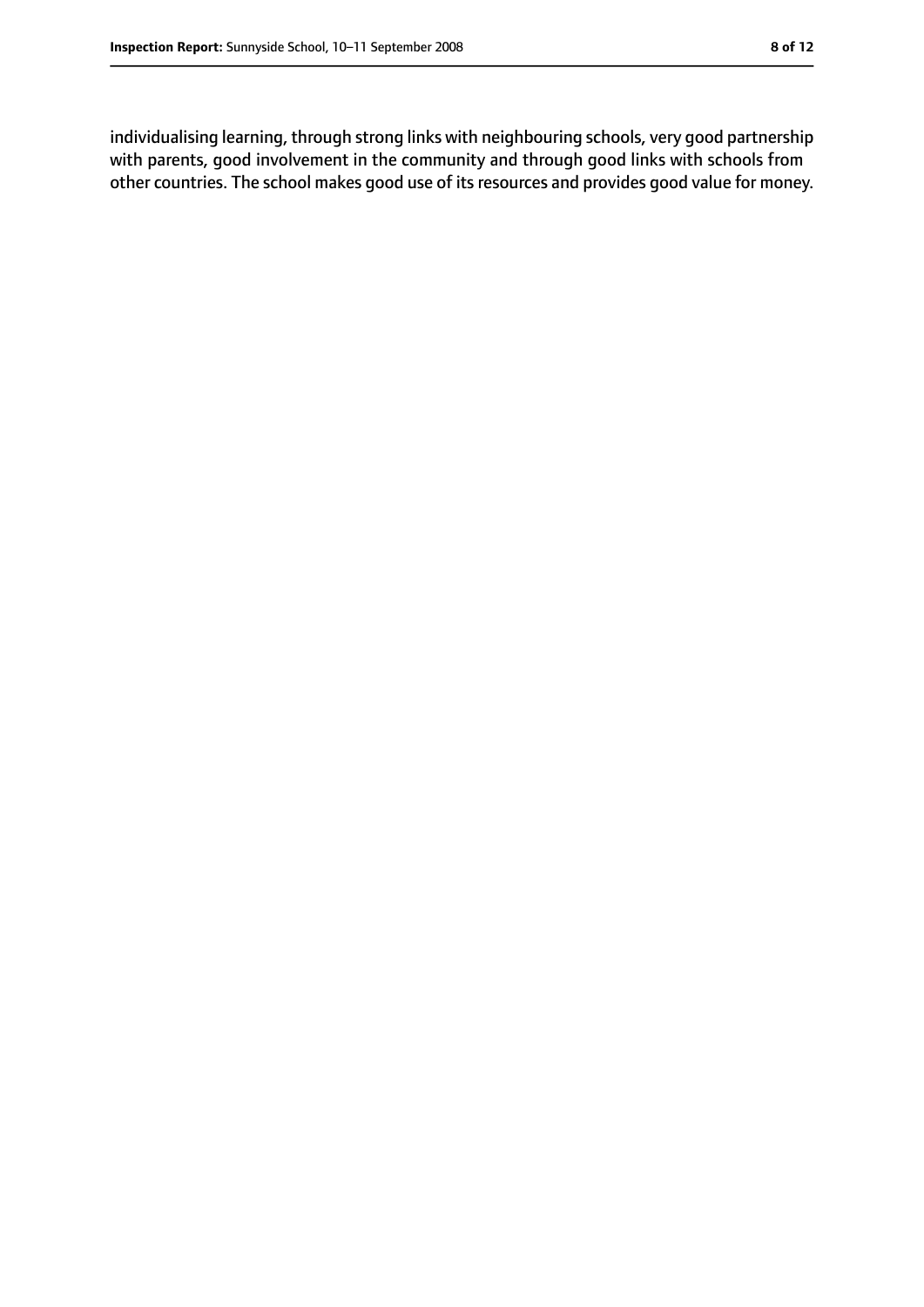individualising learning, through strong links with neighbouring schools, very good partnership with parents, good involvement in the community and through good links with schools from other countries. The school makes good use of its resources and provides good value for money.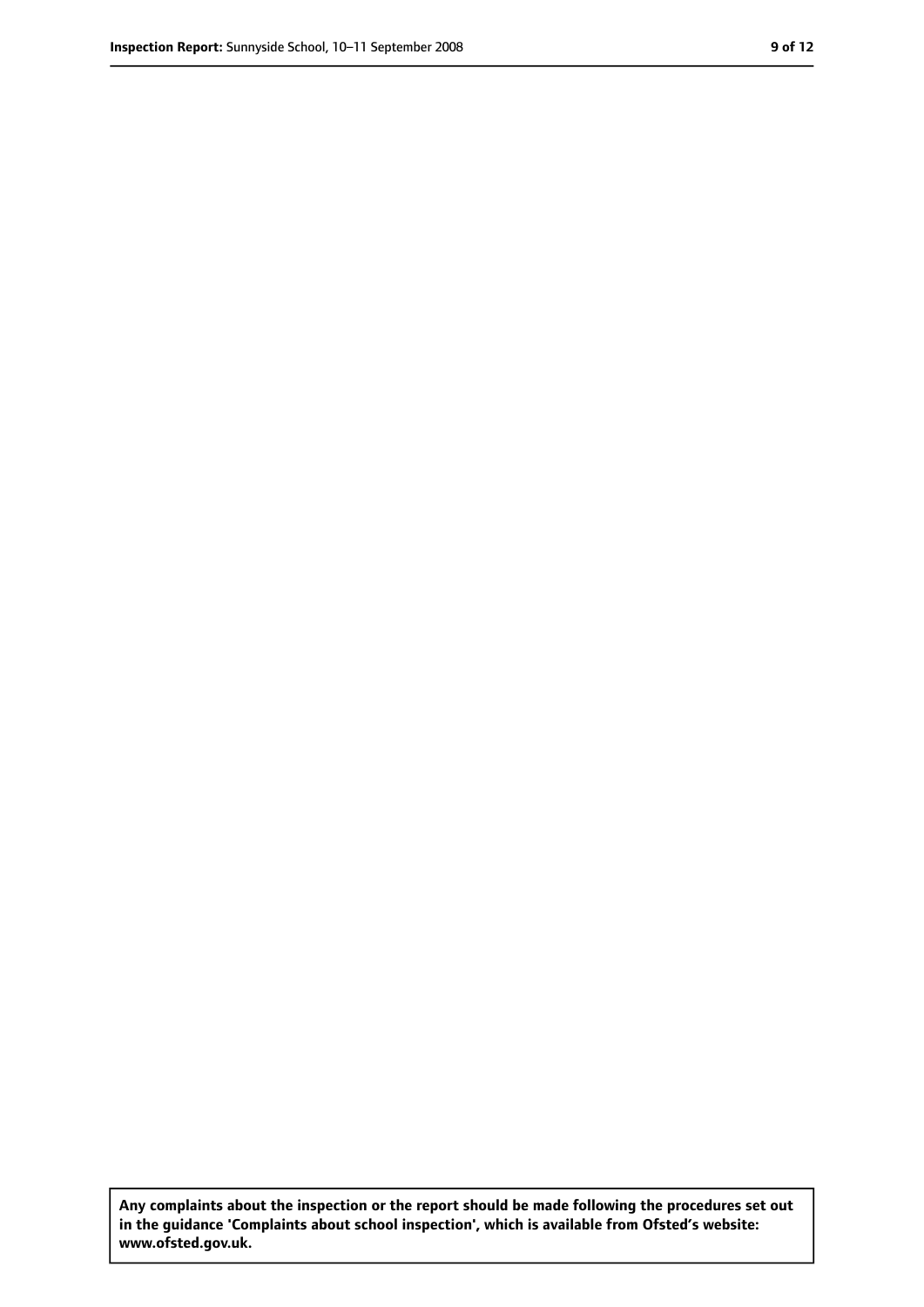**Any complaints about the inspection or the report should be made following the procedures set out in the guidance 'Complaints about school inspection', which is available from Ofsted's website: www.ofsted.gov.uk.**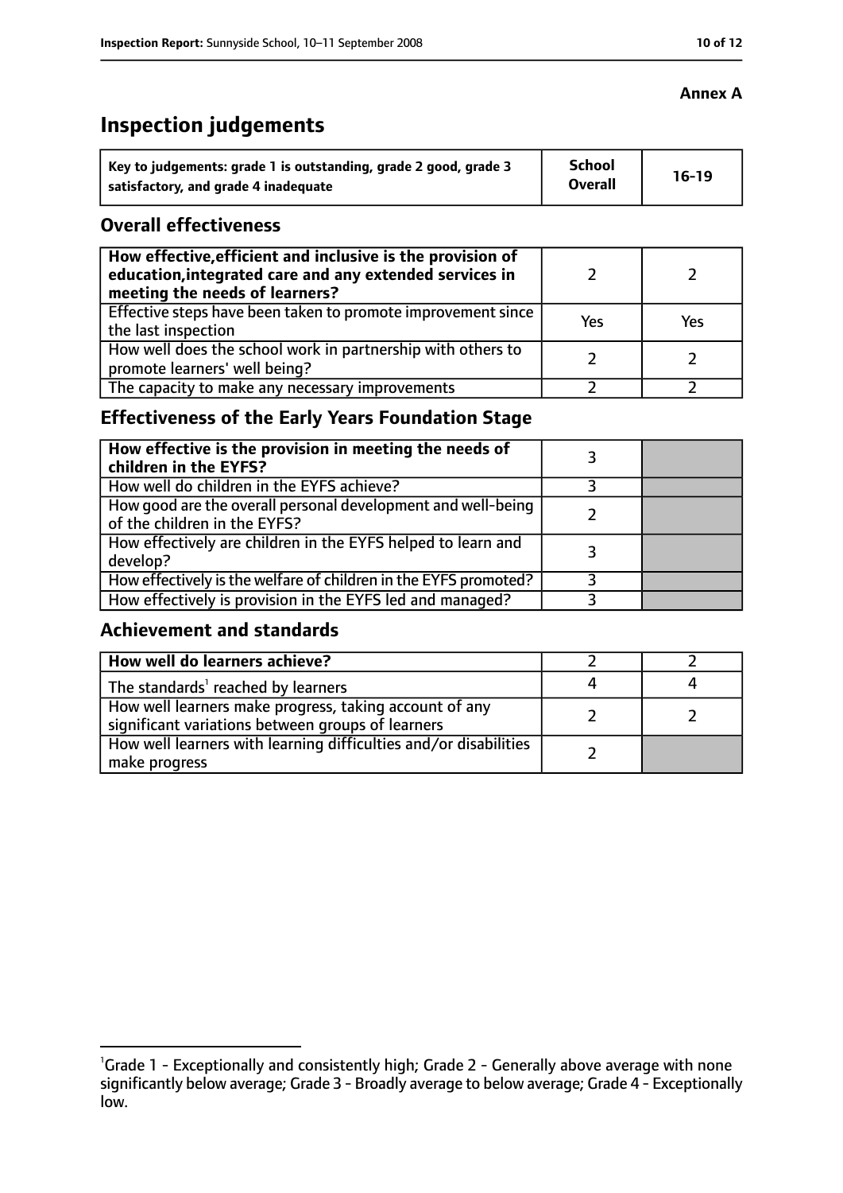**Annex A**

# Inspection judgements

| Key to judgements: grade 1 is outstanding, grade 2 good, grade 3 satisfactory, and grade 4 inadequate | School Overall | 16-19 |
|---|---|---|

## Overall effectiveness

| | | |
|---|---|---|
| **How effective, efficient and inclusive is the provision of education, integrated care and any extended services in meeting the needs of learners?** | 2 | 2 |
| Effective steps have been taken to promote improvement since the last inspection | Yes | Yes |
| How well does the school work in partnership with others to promote learners' well being? | 2 | 2 |
| The capacity to make any necessary improvements | 2 | 2 |

## Effectiveness of the Early Years Foundation Stage

| | | |
|---|---|---|
| **How effective is the provision in meeting the needs of children in the EYFS?** | 3 | |
| How well do children in the EYFS achieve? | 3 | |
| How good are the overall personal development and well-being of the children in the EYFS? | 2 | |
| How effectively are children in the EYFS helped to learn and develop? | 3 | |
| How effectively is the welfare of children in the EYFS promoted? | 3 | |
| How effectively is provision in the EYFS led and managed? | 3 | |

## Achievement and standards

| | | |
|---|---|---|
| **How well do learners achieve?** | 2 | 2 |
| The standards[1] reached by learners | 4 | 4 |
| How well learners make progress, taking account of any significant variations between groups of learners | 2 | 2 |
| How well learners with learning difficulties and/or disabilities make progress | 2 | |

[1]Grade 1 - Exceptionally and consistently high; Grade 2 - Generally above average with none significantly below average; Grade 3 - Broadly average to below average; Grade 4 - Exceptionally low.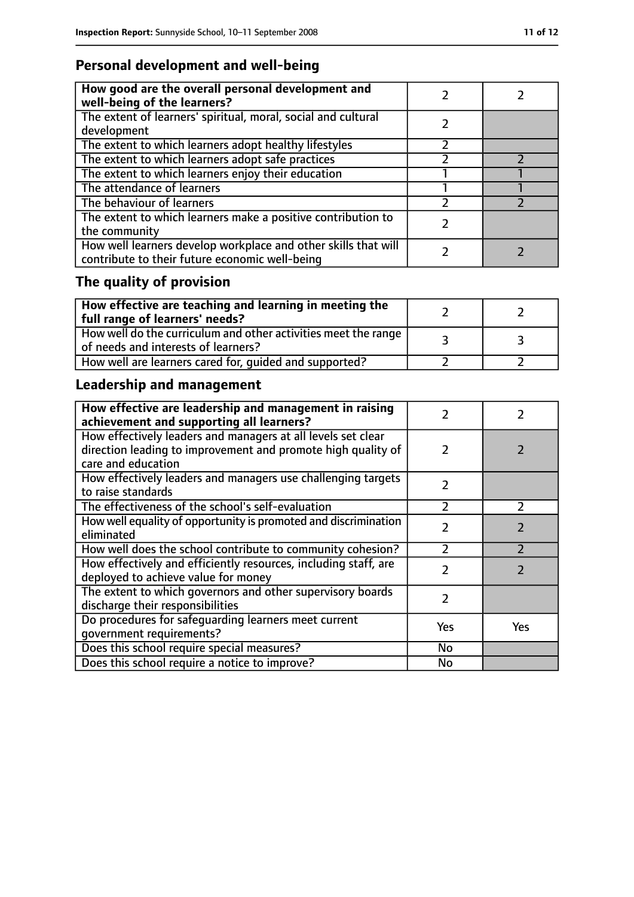## Personal development and well-being

| How good are the overall personal development and well-being of the learners? | 2 | 2 |
|---|---|---|
| The extent of learners' spiritual, moral, social and cultural development | 2 | |
| The extent to which learners adopt healthy lifestyles | 2 | |
| The extent to which learners adopt safe practices | 2 | 2 |
| The extent to which learners enjoy their education | 1 | 1 |
| The attendance of learners | 1 | 1 |
| The behaviour of learners | 2 | 2 |
| The extent to which learners make a positive contribution to the community | 2 | |
| How well learners develop workplace and other skills that will contribute to their future economic well-being | 2 | 2 |

## The quality of provision

| How effective are teaching and learning in meeting the full range of learners' needs? | 2 | 2 |
|---|---|---|
| How well do the curriculum and other activities meet the range of needs and interests of learners? | 3 | 3 |
| How well are learners cared for, guided and supported? | 2 | 2 |

## Leadership and management

| How effective are leadership and management in raising achievement and supporting all learners? | 2 | 2 |
|---|---|---|
| How effectively leaders and managers at all levels set clear direction leading to improvement and promote high quality of care and education | 2 | 2 |
| How effectively leaders and managers use challenging targets to raise standards | 2 | |
| The effectiveness of the school's self-evaluation | 2 | 2 |
| How well equality of opportunity is promoted and discrimination eliminated | 2 | 2 |
| How well does the school contribute to community cohesion? | 2 | 2 |
| How effectively and efficiently resources, including staff, are deployed to achieve value for money | 2 | 2 |
| The extent to which governors and other supervisory boards discharge their responsibilities | 2 | |
| Do procedures for safeguarding learners meet current government requirements? | Yes | Yes |
| Does this school require special measures? | No | |
| Does this school require a notice to improve? | No | |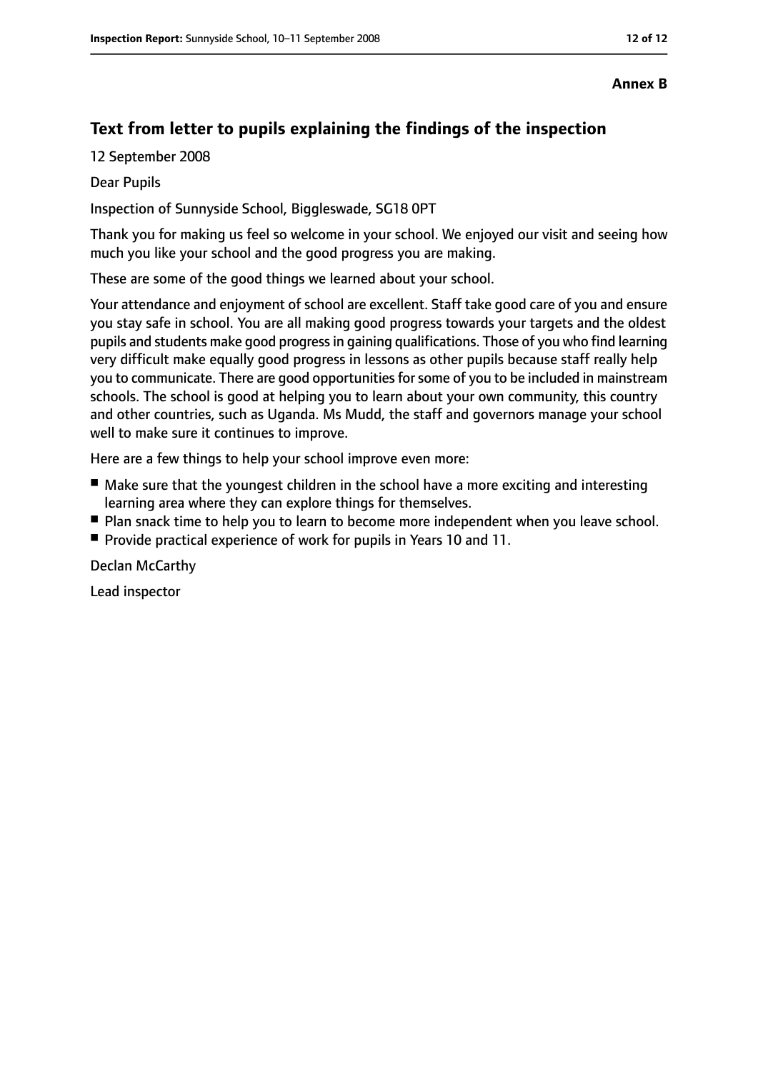**Annex B**

## Text from letter to pupils explaining the findings of the inspection

12 September 2008

Dear Pupils

Inspection of Sunnyside School, Biggleswade, SG18 0PT

Thank you for making us feel so welcome in your school. We enjoyed our visit and seeing how much you like your school and the good progress you are making.

These are some of the good things we learned about your school.

Your attendance and enjoyment of school are excellent. Staff take good care of you and ensure you stay safe in school. You are all making good progress towards your targets and the oldest pupils and students make good progress in gaining qualifications. Those of you who find learning very difficult make equally good progress in lessons as other pupils because staff really help you to communicate. There are good opportunities for some of you to be included in mainstream schools. The school is good at helping you to learn about your own community, this country and other countries, such as Uganda. Ms Mudd, the staff and governors manage your school well to make sure it continues to improve.

Here are a few things to help your school improve even more:

- Make sure that the youngest children in the school have a more exciting and interesting learning area where they can explore things for themselves.
- Plan snack time to help you to learn to become more independent when you leave school.
- Provide practical experience of work for pupils in Years 10 and 11.

Declan McCarthy

Lead inspector